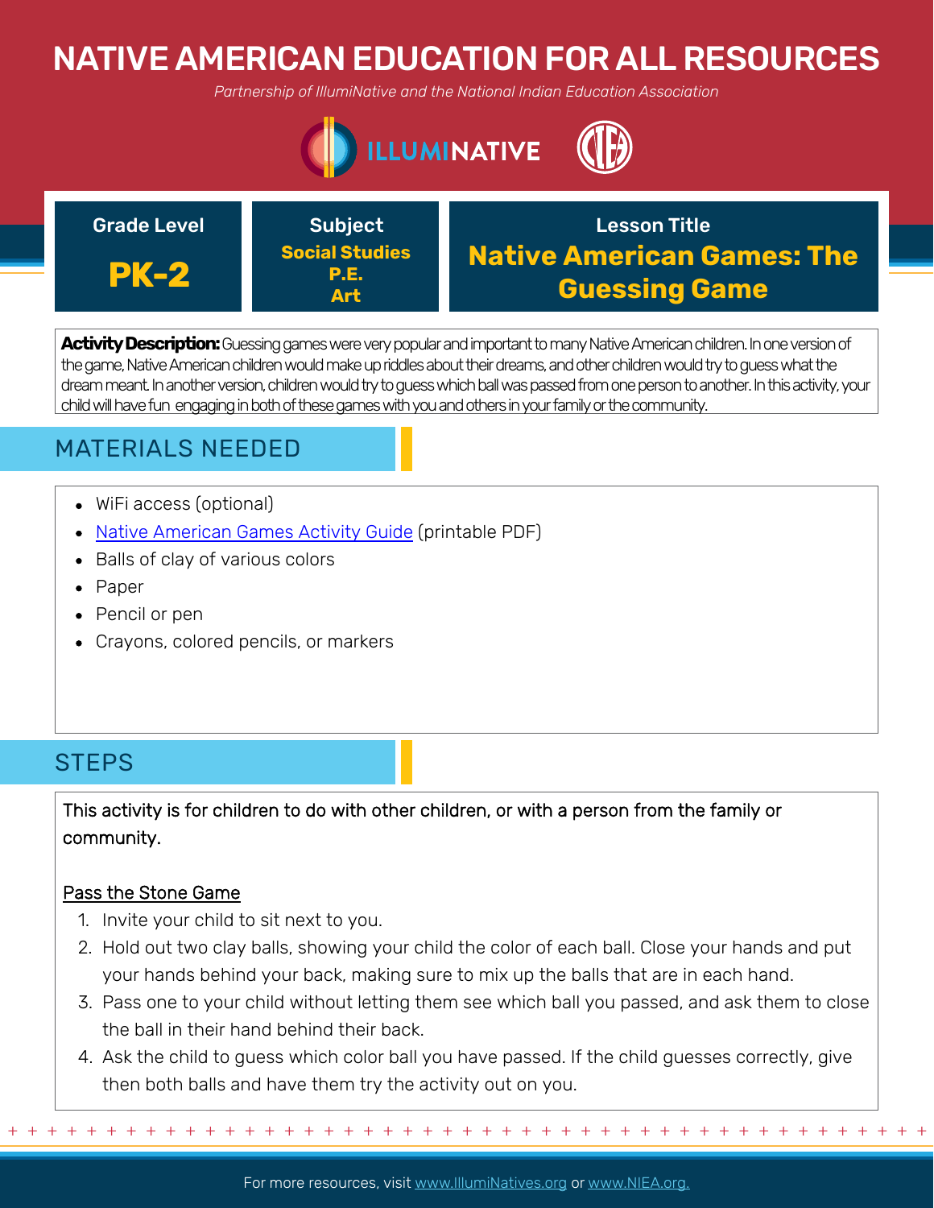# NATIVE AMERICAN EDUCATION FOR ALL RESOURCES

*Partnership of IllumiNative and the National Indian Education Association*

| Grade Level | Subject | Lesson Title |
|---|---|---|
| **PK-2** | **Social Studies**<br>**P.E.**<br>**Art** | **Native American Games: The Guessing Game** |

**Activity Description:** Guessing games were very popular and important to many Native American children. In one version of the game, Native American children would make up riddles about their dreams, and other children would try to guess what the dream meant. In another version, children would try to guess which ball was passed from one person to another. In this activity, your child will have fun engaging in both of these games with you and others in your family or the community.

## MATERIALS NEEDED

- WiFi access (optional)
- [Native American Games Activity Guide] (printable PDF)
- Balls of clay of various colors
- Paper
- Pencil or pen
- Crayons, colored pencils, or markers

## STEPS

This activity is for children to do with other children, or with a person from the family or community.

Pass the Stone Game

1. Invite your child to sit next to you.
2. Hold out two clay balls, showing your child the color of each ball. Close your hands and put your hands behind your back, making sure to mix up the balls that are in each hand.
3. Pass one to your child without letting them see which ball you passed, and ask them to close the ball in their hand behind their back.
4. Ask the child to guess which color ball you have passed. If the child guesses correctly, give then both balls and have them try the activity out on you.

For more resources, visit www.IlluminNatives.org or www.NIEA.org.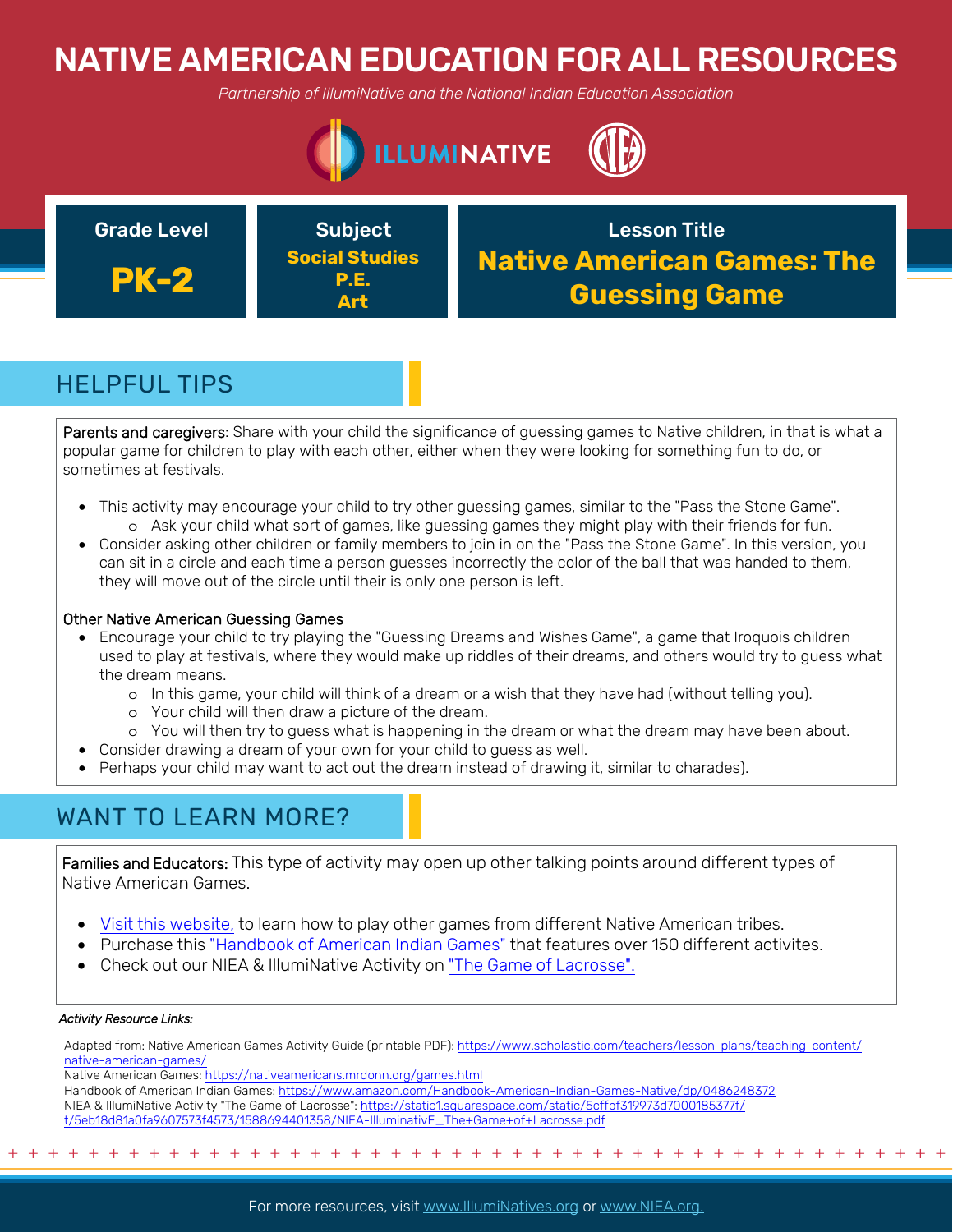# NATIVE AMERICAN EDUCATION FOR ALL RESOURCES

*Partnership of IllumiNative and the National Indian Education Association*

| Grade Level | Subject | Lesson Title |
| --- | --- | --- |
| **PK-2** | **Social Studies**<br>**P.E.**<br>**Art** | **Native American Games: The Guessing Game** |

## HELPFUL TIPS

Parents and caregivers: Share with your child the significance of guessing games to Native children, in that is what a popular game for children to play with each other, either when they were looking for something fun to do, or sometimes at festivals.

- This activity may encourage your child to try other guessing games, similar to the "Pass the Stone Game".
  - Ask your child what sort of games, like guessing games they might play with their friends for fun.
- Consider asking other children or family members to join in on the "Pass the Stone Game". In this version, you can sit in a circle and each time a person guesses incorrectly the color of the ball that was handed to them, they will move out of the circle until their is only one person is left.

Other Native American Guessing Games

- Encourage your child to try playing the "Guessing Dreams and Wishes Game", a game that Iroquois children used to play at festivals, where they would make up riddles of their dreams, and others would try to guess what the dream means.
  - In this game, your child will think of a dream or a wish that they have had (without telling you).
  - Your child will then draw a picture of the dream.
  - You will then try to guess what is happening in the dream or what the dream may have been about.
- Consider drawing a dream of your own for your child to guess as well.
- Perhaps your child may want to act out the dream instead of drawing it, similar to charades).

## WANT TO LEARN MORE?

Families and Educators: This type of activity may open up other talking points around different types of Native American Games.

- Visit this website, to learn how to play other games from different Native American tribes.
- Purchase this "Handbook of American Indian Games" that features over 150 different activites.
- Check out our NIEA & IllumiNative Activity on "The Game of Lacrosse".

*Activity Resource Links:*

Adapted from: Native American Games Activity Guide (printable PDF): https://www.scholastic.com/teachers/lesson-plans/teaching-content/native-american-games/
Native American Games: https://nativeamericans.mrdonn.org/games.html
Handbook of American Indian Games: https://www.amazon.com/Handbook-American-Indian-Games-Native/dp/0486248372
NIEA & IllumiNative Activity "The Game of Lacrosse": https://static1.squarespace.com/static/5cffbf319973d7000185377f/t/5eb18d81a0fa9607573f4573/1588694401358/NIEA-IlluminativE_The+Game+of+Lacrosse.pdf

For more resources, visit www.IlluminNatives.org or www.NIEA.org.